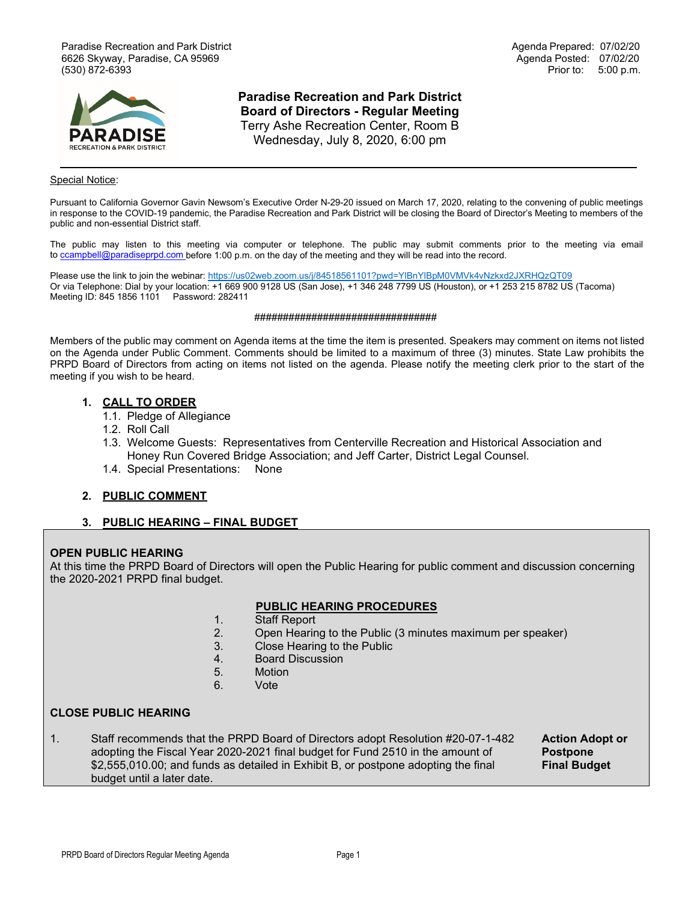Paradise Recreation and Park District
6626 Skyway, Paradise, CA 95969
(530) 872-6393

Agenda Prepared: 07/02/20
Agenda Posted: 07/02/20
Prior to: 5:00 p.m.

PARADISE
RECREATION & PARK DISTRICT

# Paradise Recreation and Park District
## Board of Directors - Regular Meeting

Terry Ashe Recreation Center, Room B
Wednesday, July 8, 2020, 6:00 pm

Special Notice:

Pursuant to California Governor Gavin Newsom's Executive Order N-29-20 issued on March 17, 2020, relating to the convening of public meetings in response to the COVID-19 pandemic, the Paradise Recreation and Park District will be closing the Board of Director's Meeting to members of the public and non-essential District staff.

The public may listen to this meeting via computer or telephone. The public may submit comments prior to the meeting via email to ccampbell@paradiseprpd.com before 1:00 p.m. on the day of the meeting and they will be read into the record.

Please use the link to join the webinar: https://us02web.zoom.us/j/84518561101?pwd=YlBnYlBpM0VMVk4vNzkxd2JXRHQzQT09
Or via Telephone: Dial by your location: +1 669 900 9128 US (San Jose), +1 346 248 7799 US (Houston), or +1 253 215 8782 US (Tacoma)
Meeting ID: 845 1856 1101 Password: 282411

################################

Members of the public may comment on Agenda items at the time the item is presented. Speakers may comment on items not listed on the Agenda under Public Comment. Comments should be limited to a maximum of three (3) minutes. State Law prohibits the PRPD Board of Directors from acting on items not listed on the agenda. Please notify the meeting clerk prior to the start of the meeting if you wish to be heard.

1. **CALL TO ORDER**
   1.1. Pledge of Allegiance
   1.2. Roll Call
   1.3. Welcome Guests: Representatives from Centerville Recreation and Historical Association and Honey Run Covered Bridge Association; and Jeff Carter, District Legal Counsel.
   1.4. Special Presentations: None

2. **PUBLIC COMMENT**

3. **PUBLIC HEARING – FINAL BUDGET**

**OPEN PUBLIC HEARING**
At this time the PRPD Board of Directors will open the Public Hearing for public comment and discussion concerning the 2020-2021 PRPD final budget.

**PUBLIC HEARING PROCEDURES**

1. Staff Report
2. Open Hearing to the Public (3 minutes maximum per speaker)
3. Close Hearing to the Public
4. Board Discussion
5. Motion
6. Vote

**CLOSE PUBLIC HEARING**

| | | |
|---|---|---|
| 1. | Staff recommends that the PRPD Board of Directors adopt Resolution #20-07-1-482 adopting the Fiscal Year 2020-2021 final budget for Fund 2510 in the amount of $2,555,010.00; and funds as detailed in Exhibit B, or postpone adopting the final budget until a later date. | **Action Adopt or Postpone Final Budget** |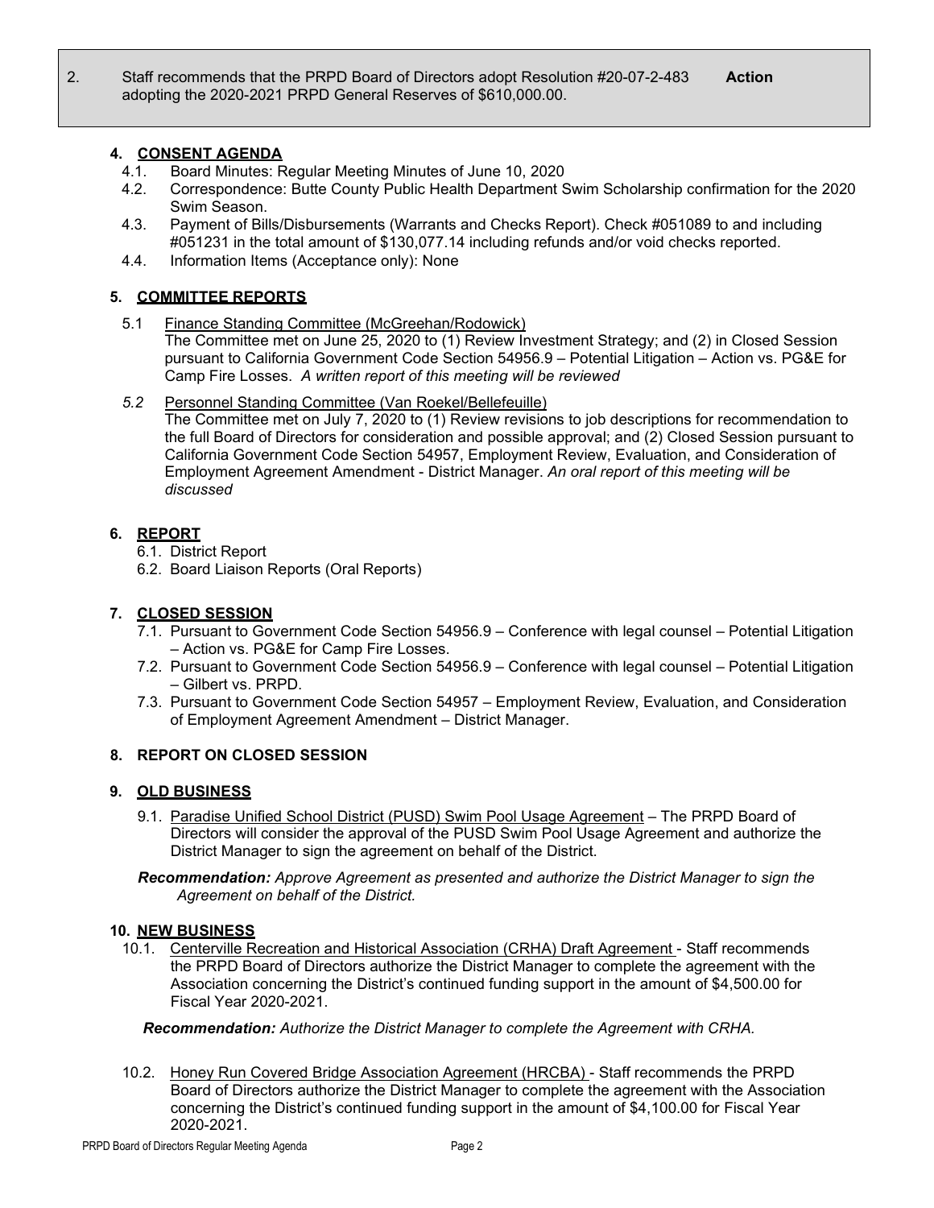2. Staff recommends that the PRPD Board of Directors adopt Resolution #20-07-2-483 adopting the 2020-2021 PRPD General Reserves of $610,000.00. **Action**

## 4. CONSENT AGENDA

- 4.1. Board Minutes: Regular Meeting Minutes of June 10, 2020
- 4.2. Correspondence: Butte County Public Health Department Swim Scholarship confirmation for the 2020 Swim Season.
- 4.3. Payment of Bills/Disbursements (Warrants and Checks Report). Check #051089 to and including #051231 in the total amount of $130,077.14 including refunds and/or void checks reported.
- 4.4. Information Items (Acceptance only): None

## 5. COMMITTEE REPORTS

5.1 Finance Standing Committee (McGreehan/Rodowick)
The Committee met on June 25, 2020 to (1) Review Investment Strategy; and (2) in Closed Session pursuant to California Government Code Section 54956.9 – Potential Litigation – Action vs. PG&E for Camp Fire Losses. *A written report of this meeting will be reviewed*

*5.2* Personnel Standing Committee (Van Roekel/Bellefeuille)
The Committee met on July 7, 2020 to (1) Review revisions to job descriptions for recommendation to the full Board of Directors for consideration and possible approval; and (2) Closed Session pursuant to California Government Code Section 54957, Employment Review, Evaluation, and Consideration of Employment Agreement Amendment - District Manager. *An oral report of this meeting will be discussed*

## 6. REPORT

- 6.1. District Report
- 6.2. Board Liaison Reports (Oral Reports)

## 7. CLOSED SESSION

- 7.1. Pursuant to Government Code Section 54956.9 – Conference with legal counsel – Potential Litigation – Action vs. PG&E for Camp Fire Losses.
- 7.2. Pursuant to Government Code Section 54956.9 – Conference with legal counsel – Potential Litigation – Gilbert vs. PRPD.
- 7.3. Pursuant to Government Code Section 54957 – Employment Review, Evaluation, and Consideration of Employment Agreement Amendment – District Manager.

## 8. REPORT ON CLOSED SESSION

## 9. OLD BUSINESS

9.1. Paradise Unified School District (PUSD) Swim Pool Usage Agreement – The PRPD Board of Directors will consider the approval of the PUSD Swim Pool Usage Agreement and authorize the District Manager to sign the agreement on behalf of the District.

***Recommendation:*** *Approve Agreement as presented and authorize the District Manager to sign the Agreement on behalf of the District.*

## 10. NEW BUSINESS

10.1. Centerville Recreation and Historical Association (CRHA) Draft Agreement - Staff recommends the PRPD Board of Directors authorize the District Manager to complete the agreement with the Association concerning the District's continued funding support in the amount of $4,500.00 for Fiscal Year 2020-2021.

***Recommendation:*** *Authorize the District Manager to complete the Agreement with CRHA.*

10.2. Honey Run Covered Bridge Association Agreement (HRCBA) - Staff recommends the PRPD Board of Directors authorize the District Manager to complete the agreement with the Association concerning the District's continued funding support in the amount of $4,100.00 for Fiscal Year 2020-2021.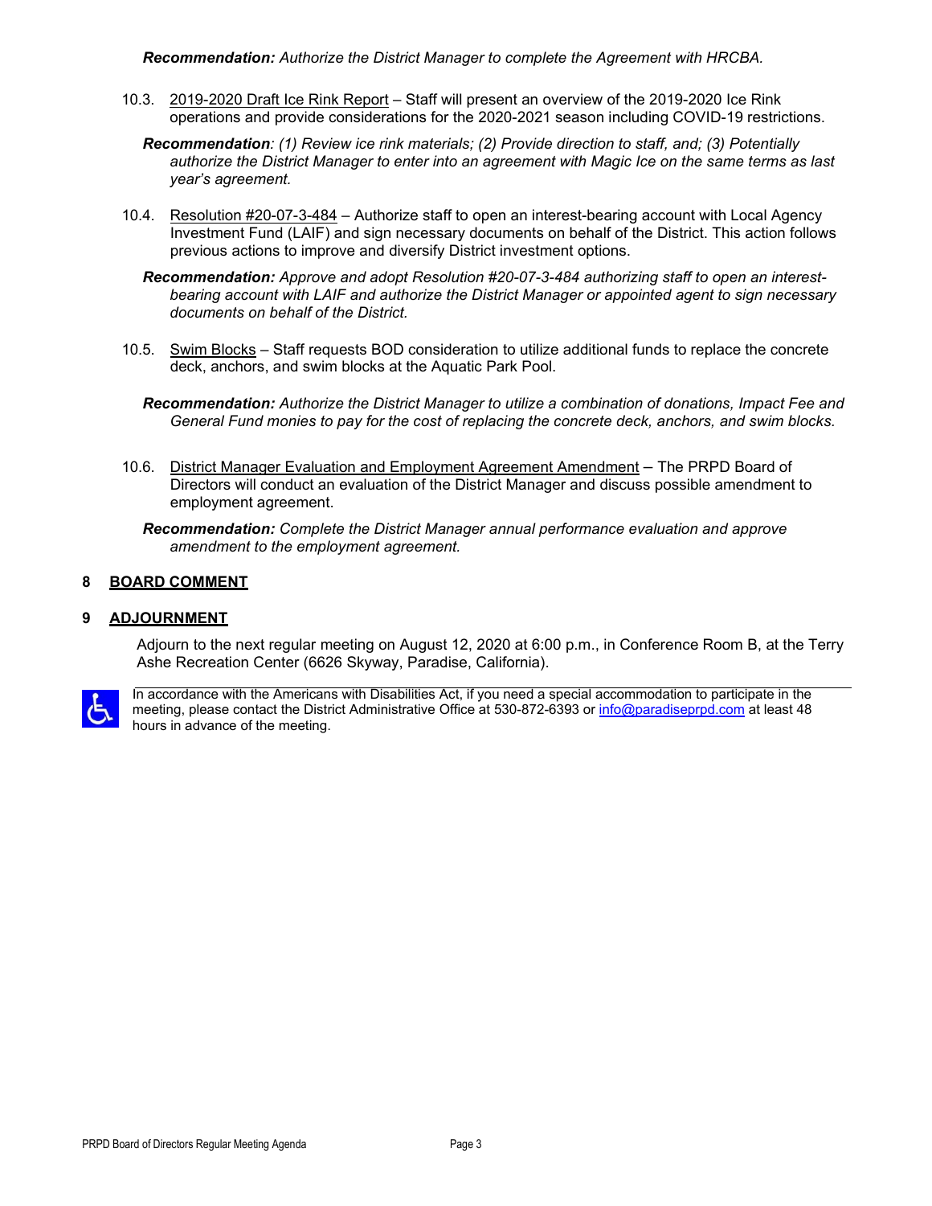***Recommendation:*** *Authorize the District Manager to complete the Agreement with HRCBA.*

10.3. 2019-2020 Draft Ice Rink Report – Staff will present an overview of the 2019-2020 Ice Rink operations and provide considerations for the 2020-2021 season including COVID-19 restrictions.

***Recommendation****: (1) Review ice rink materials; (2) Provide direction to staff, and; (3) Potentially authorize the District Manager to enter into an agreement with Magic Ice on the same terms as last year's agreement.*

10.4. Resolution #20-07-3-484 – Authorize staff to open an interest-bearing account with Local Agency Investment Fund (LAIF) and sign necessary documents on behalf of the District. This action follows previous actions to improve and diversify District investment options.

***Recommendation:*** *Approve and adopt Resolution #20-07-3-484 authorizing staff to open an interest-bearing account with LAIF and authorize the District Manager or appointed agent to sign necessary documents on behalf of the District.*

10.5. Swim Blocks – Staff requests BOD consideration to utilize additional funds to replace the concrete deck, anchors, and swim blocks at the Aquatic Park Pool.

***Recommendation:*** *Authorize the District Manager to utilize a combination of donations, Impact Fee and General Fund monies to pay for the cost of replacing the concrete deck, anchors, and swim blocks.*

10.6. District Manager Evaluation and Employment Agreement Amendment – The PRPD Board of Directors will conduct an evaluation of the District Manager and discuss possible amendment to employment agreement.

***Recommendation:*** *Complete the District Manager annual performance evaluation and approve amendment to the employment agreement.*

## 8 BOARD COMMENT

## 9 ADJOURNMENT

Adjourn to the next regular meeting on August 12, 2020 at 6:00 p.m., in Conference Room B, at the Terry Ashe Recreation Center (6626 Skyway, Paradise, California).

In accordance with the Americans with Disabilities Act, if you need a special accommodation to participate in the meeting, please contact the District Administrative Office at 530-872-6393 or info@paradiseprpd.com at least 48 hours in advance of the meeting.